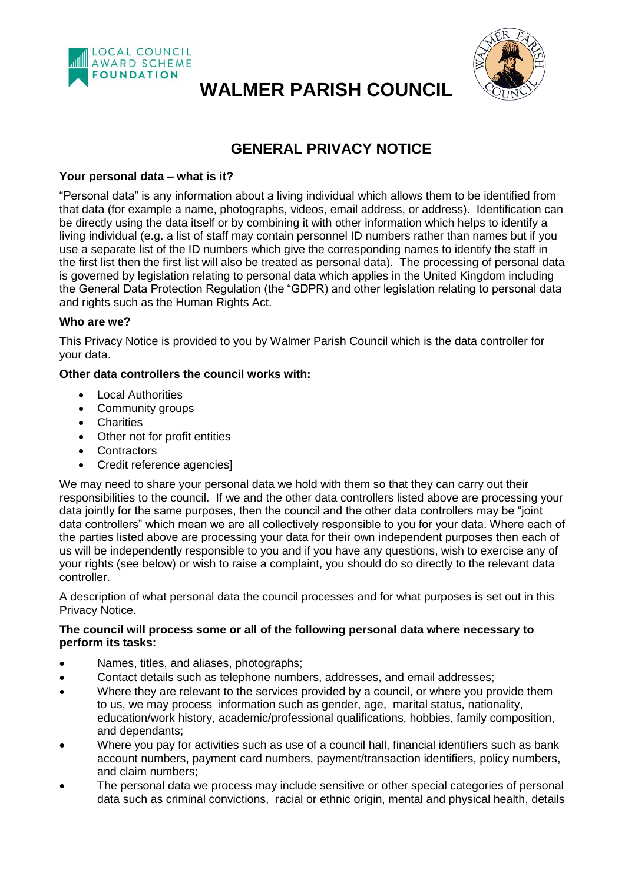# WALMER PARISH COUNCIL

## GENERAL PRIVACY NOTICE

**Your personal data – what is it?**

"Personal data" is any information about a living individual which allows them to be identified from that data (for example a name, photographs, videos, email address, or address). Identification can be directly using the data itself or by combining it with other information which helps to identify a living individual (e.g. a list of staff may contain personnel ID numbers rather than names but if you use a separate list of the ID numbers which give the corresponding names to identify the staff in the first list then the first list will also be treated as personal data). The processing of personal data is governed by legislation relating to personal data which applies in the United Kingdom including the General Data Protection Regulation (the "GDPR) and other legislation relating to personal data and rights such as the Human Rights Act.

**Who are we?**

This Privacy Notice is provided to you by Walmer Parish Council which is the data controller for your data.

**Other data controllers the council works with:**

- Local Authorities
- Community groups
- Charities
- Other not for profit entities
- Contractors
- Credit reference agencies]

We may need to share your personal data we hold with them so that they can carry out their responsibilities to the council. If we and the other data controllers listed above are processing your data jointly for the same purposes, then the council and the other data controllers may be "joint data controllers" which mean we are all collectively responsible to you for your data. Where each of the parties listed above are processing your data for their own independent purposes then each of us will be independently responsible to you and if you have any questions, wish to exercise any of your rights (see below) or wish to raise a complaint, you should do so directly to the relevant data controller.

A description of what personal data the council processes and for what purposes is set out in this Privacy Notice.

**The council will process some or all of the following personal data where necessary to perform its tasks:**

- Names, titles, and aliases, photographs;
- Contact details such as telephone numbers, addresses, and email addresses;
- Where they are relevant to the services provided by a council, or where you provide them to us, we may process information such as gender, age, marital status, nationality, education/work history, academic/professional qualifications, hobbies, family composition, and dependants;
- Where you pay for activities such as use of a council hall, financial identifiers such as bank account numbers, payment card numbers, payment/transaction identifiers, policy numbers, and claim numbers;
- The personal data we process may include sensitive or other special categories of personal data such as criminal convictions, racial or ethnic origin, mental and physical health, details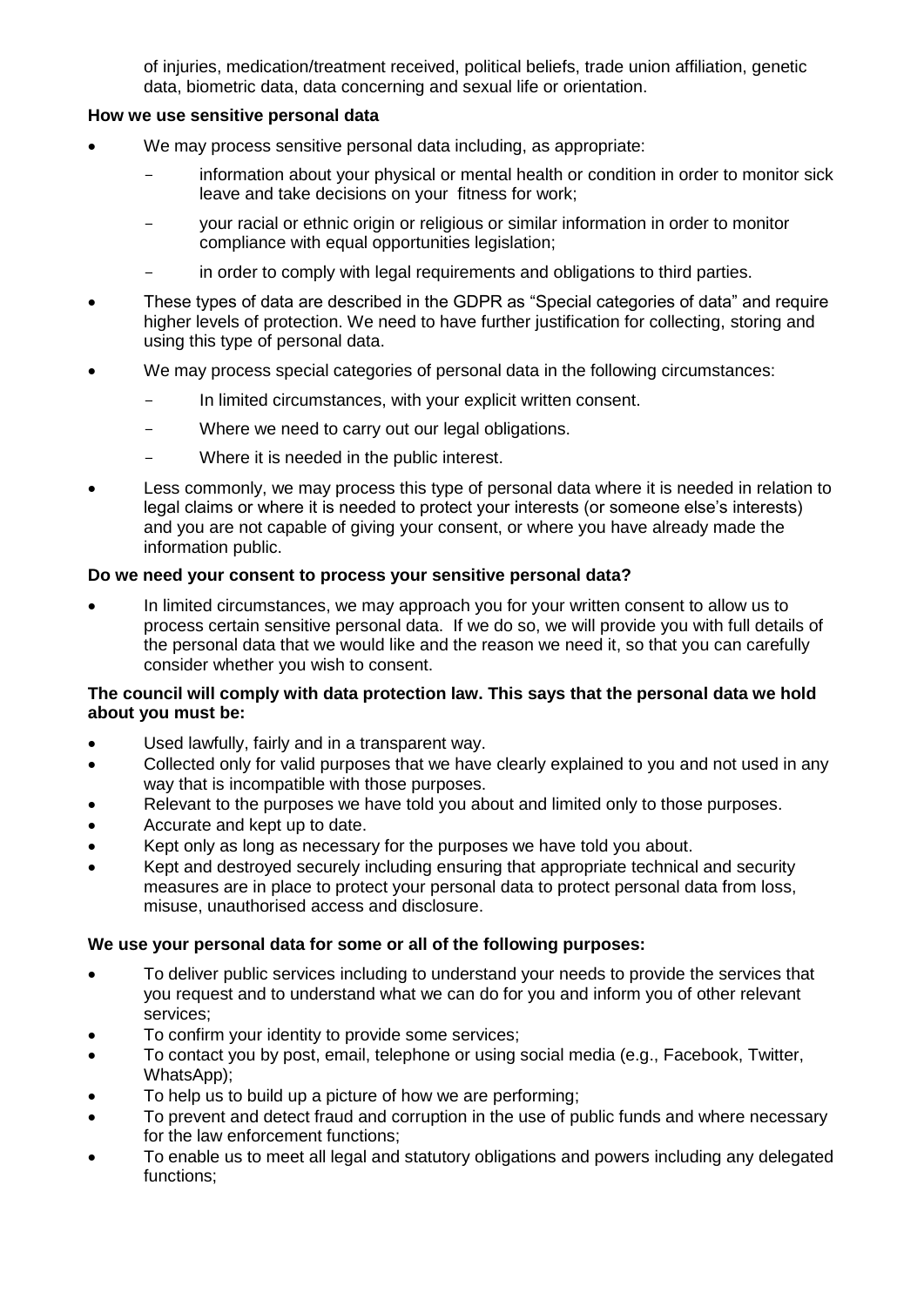of injuries, medication/treatment received, political beliefs, trade union affiliation, genetic data, biometric data, data concerning and sexual life or orientation.

**How we use sensitive personal data**

- We may process sensitive personal data including, as appropriate:
  - information about your physical or mental health or condition in order to monitor sick leave and take decisions on your fitness for work;
  - your racial or ethnic origin or religious or similar information in order to monitor compliance with equal opportunities legislation;
  - in order to comply with legal requirements and obligations to third parties.
- These types of data are described in the GDPR as "Special categories of data" and require higher levels of protection. We need to have further justification for collecting, storing and using this type of personal data.
- We may process special categories of personal data in the following circumstances:
  - In limited circumstances, with your explicit written consent.
  - Where we need to carry out our legal obligations.
  - Where it is needed in the public interest.
- Less commonly, we may process this type of personal data where it is needed in relation to legal claims or where it is needed to protect your interests (or someone else's interests) and you are not capable of giving your consent, or where you have already made the information public.

**Do we need your consent to process your sensitive personal data?**

- In limited circumstances, we may approach you for your written consent to allow us to process certain sensitive personal data. If we do so, we will provide you with full details of the personal data that we would like and the reason we need it, so that you can carefully consider whether you wish to consent.

**The council will comply with data protection law. This says that the personal data we hold about you must be:**

- Used lawfully, fairly and in a transparent way.
- Collected only for valid purposes that we have clearly explained to you and not used in any way that is incompatible with those purposes.
- Relevant to the purposes we have told you about and limited only to those purposes.
- Accurate and kept up to date.
- Kept only as long as necessary for the purposes we have told you about.
- Kept and destroyed securely including ensuring that appropriate technical and security measures are in place to protect your personal data to protect personal data from loss, misuse, unauthorised access and disclosure.

**We use your personal data for some or all of the following purposes:**

- To deliver public services including to understand your needs to provide the services that you request and to understand what we can do for you and inform you of other relevant services;
- To confirm your identity to provide some services;
- To contact you by post, email, telephone or using social media (e.g., Facebook, Twitter, WhatsApp);
- To help us to build up a picture of how we are performing;
- To prevent and detect fraud and corruption in the use of public funds and where necessary for the law enforcement functions;
- To enable us to meet all legal and statutory obligations and powers including any delegated functions;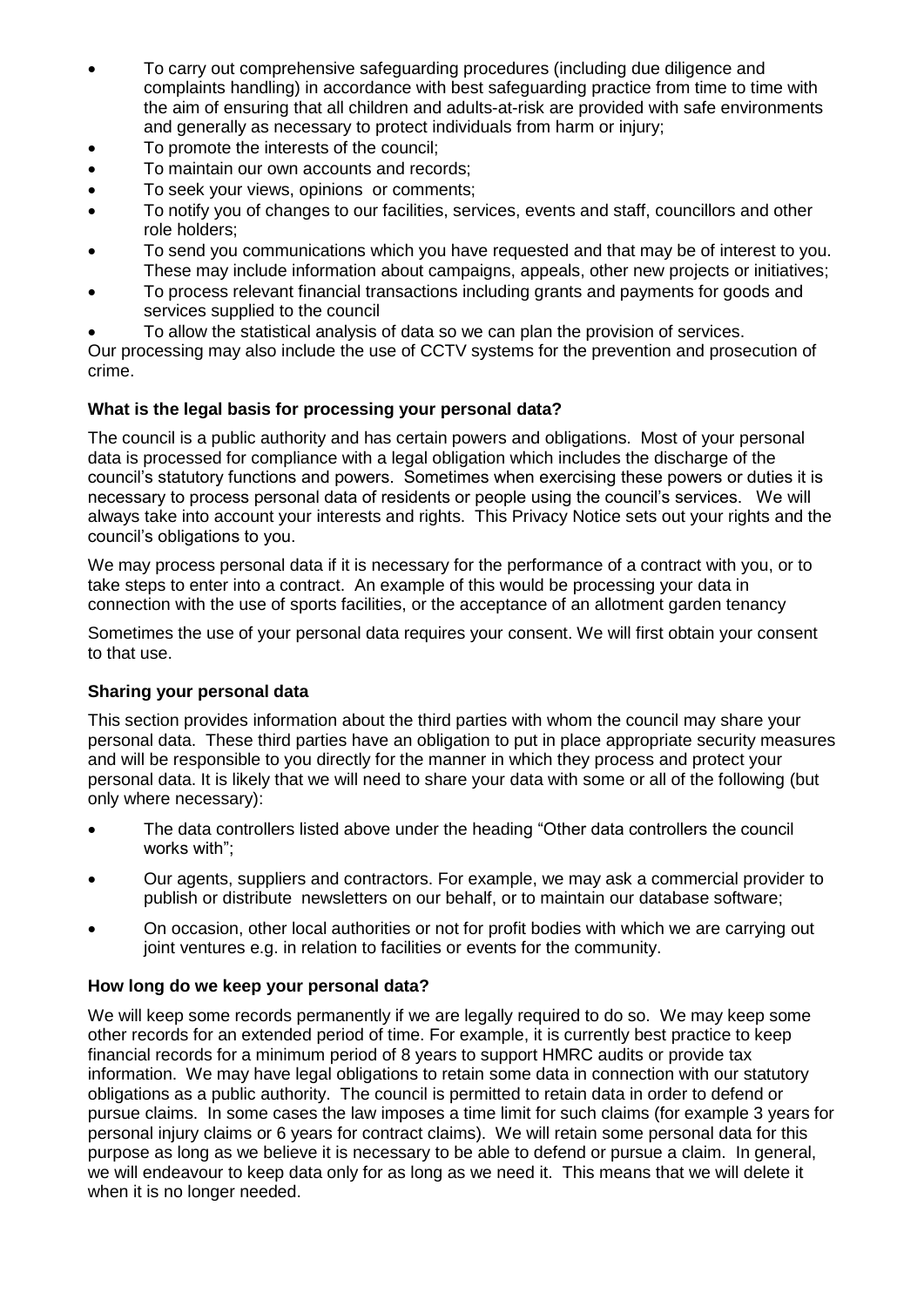- To carry out comprehensive safeguarding procedures (including due diligence and complaints handling) in accordance with best safeguarding practice from time to time with the aim of ensuring that all children and adults-at-risk are provided with safe environments and generally as necessary to protect individuals from harm or injury;
- To promote the interests of the council;
- To maintain our own accounts and records;
- To seek your views, opinions or comments;
- To notify you of changes to our facilities, services, events and staff, councillors and other role holders;
- To send you communications which you have requested and that may be of interest to you. These may include information about campaigns, appeals, other new projects or initiatives;
- To process relevant financial transactions including grants and payments for goods and services supplied to the council
- To allow the statistical analysis of data so we can plan the provision of services.

Our processing may also include the use of CCTV systems for the prevention and prosecution of crime.

**What is the legal basis for processing your personal data?**

The council is a public authority and has certain powers and obligations. Most of your personal data is processed for compliance with a legal obligation which includes the discharge of the council's statutory functions and powers. Sometimes when exercising these powers or duties it is necessary to process personal data of residents or people using the council's services. We will always take into account your interests and rights. This Privacy Notice sets out your rights and the council's obligations to you.

We may process personal data if it is necessary for the performance of a contract with you, or to take steps to enter into a contract. An example of this would be processing your data in connection with the use of sports facilities, or the acceptance of an allotment garden tenancy

Sometimes the use of your personal data requires your consent. We will first obtain your consent to that use.

**Sharing your personal data**

This section provides information about the third parties with whom the council may share your personal data. These third parties have an obligation to put in place appropriate security measures and will be responsible to you directly for the manner in which they process and protect your personal data. It is likely that we will need to share your data with some or all of the following (but only where necessary):

- The data controllers listed above under the heading "Other data controllers the council works with";
- Our agents, suppliers and contractors. For example, we may ask a commercial provider to publish or distribute newsletters on our behalf, or to maintain our database software;
- On occasion, other local authorities or not for profit bodies with which we are carrying out joint ventures e.g. in relation to facilities or events for the community.

**How long do we keep your personal data?**

We will keep some records permanently if we are legally required to do so. We may keep some other records for an extended period of time. For example, it is currently best practice to keep financial records for a minimum period of 8 years to support HMRC audits or provide tax information. We may have legal obligations to retain some data in connection with our statutory obligations as a public authority. The council is permitted to retain data in order to defend or pursue claims. In some cases the law imposes a time limit for such claims (for example 3 years for personal injury claims or 6 years for contract claims). We will retain some personal data for this purpose as long as we believe it is necessary to be able to defend or pursue a claim. In general, we will endeavour to keep data only for as long as we need it. This means that we will delete it when it is no longer needed.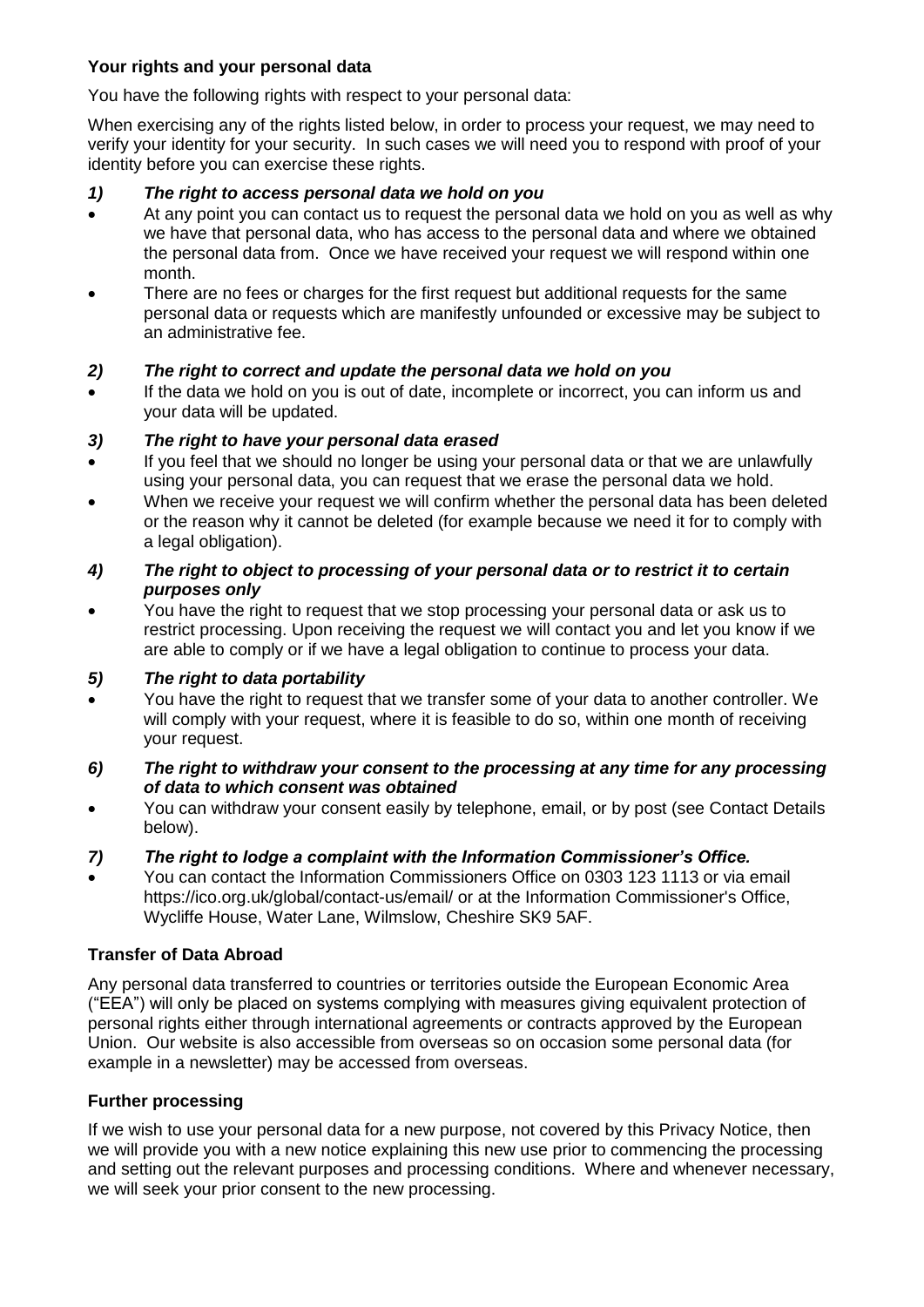**Your rights and your personal data**

You have the following rights with respect to your personal data:

When exercising any of the rights listed below, in order to process your request, we may need to verify your identity for your security. In such cases we will need you to respond with proof of your identity before you can exercise these rights.

***1) The right to access personal data we hold on you***

- At any point you can contact us to request the personal data we hold on you as well as why we have that personal data, who has access to the personal data and where we obtained the personal data from. Once we have received your request we will respond within one month.
- There are no fees or charges for the first request but additional requests for the same personal data or requests which are manifestly unfounded or excessive may be subject to an administrative fee.

***2) The right to correct and update the personal data we hold on you***

- If the data we hold on you is out of date, incomplete or incorrect, you can inform us and your data will be updated.

***3) The right to have your personal data erased***

- If you feel that we should no longer be using your personal data or that we are unlawfully using your personal data, you can request that we erase the personal data we hold.
- When we receive your request we will confirm whether the personal data has been deleted or the reason why it cannot be deleted (for example because we need it for to comply with a legal obligation).

***4) The right to object to processing of your personal data or to restrict it to certain purposes only***

- You have the right to request that we stop processing your personal data or ask us to restrict processing. Upon receiving the request we will contact you and let you know if we are able to comply or if we have a legal obligation to continue to process your data.

***5) The right to data portability***

- You have the right to request that we transfer some of your data to another controller. We will comply with your request, where it is feasible to do so, within one month of receiving your request.

***6) The right to withdraw your consent to the processing at any time for any processing of data to which consent was obtained***

- You can withdraw your consent easily by telephone, email, or by post (see Contact Details below).

***7) The right to lodge a complaint with the Information Commissioner's Office.***

- You can contact the Information Commissioners Office on 0303 123 1113 or via email https://ico.org.uk/global/contact-us/email/ or at the Information Commissioner's Office, Wycliffe House, Water Lane, Wilmslow, Cheshire SK9 5AF.

**Transfer of Data Abroad**

Any personal data transferred to countries or territories outside the European Economic Area ("EEA") will only be placed on systems complying with measures giving equivalent protection of personal rights either through international agreements or contracts approved by the European Union. Our website is also accessible from overseas so on occasion some personal data (for example in a newsletter) may be accessed from overseas.

**Further processing**

If we wish to use your personal data for a new purpose, not covered by this Privacy Notice, then we will provide you with a new notice explaining this new use prior to commencing the processing and setting out the relevant purposes and processing conditions. Where and whenever necessary, we will seek your prior consent to the new processing.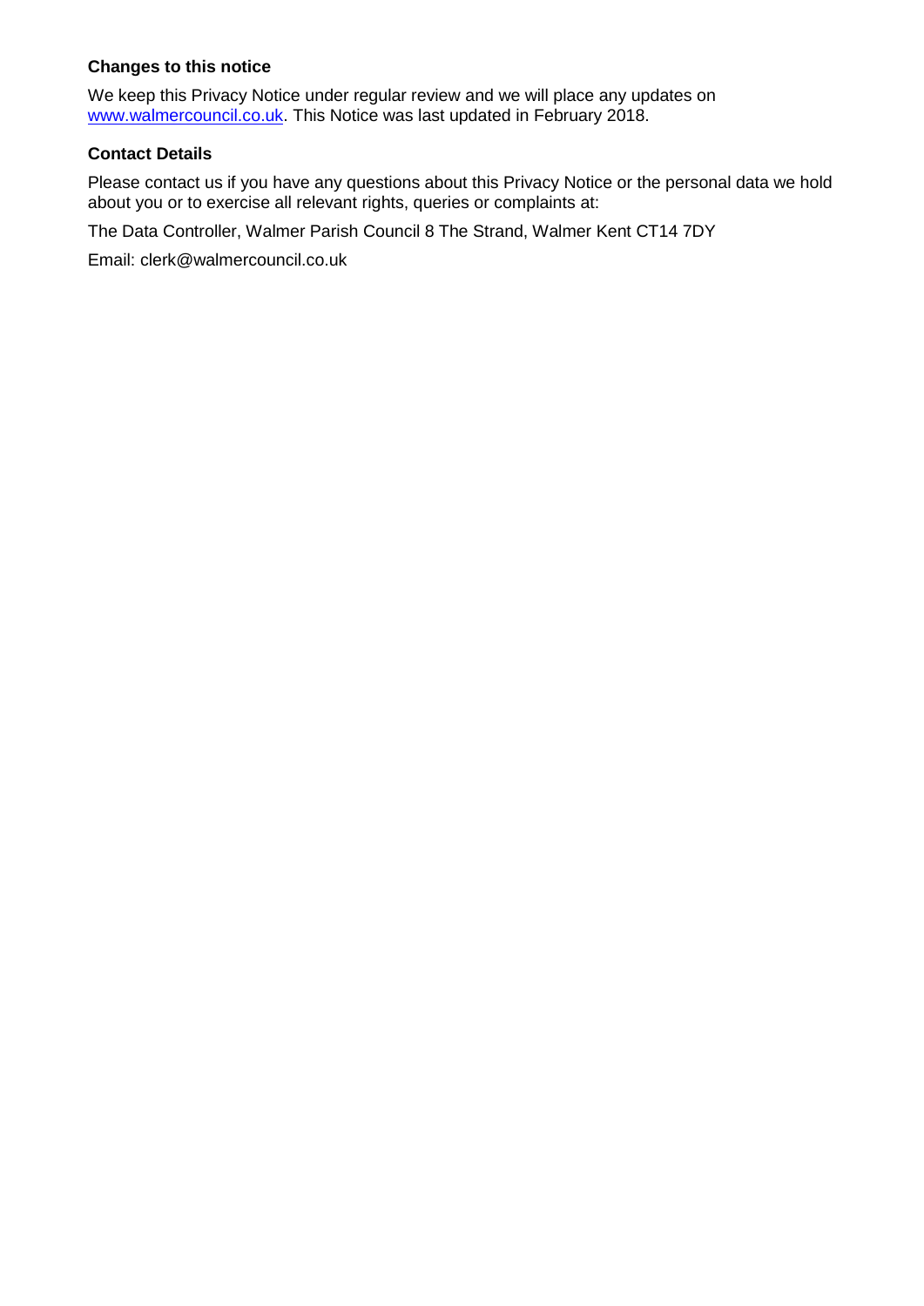### Changes to this notice

We keep this Privacy Notice under regular review and we will place any updates on [www.walmercouncil.co.uk](http://www.walmercouncil.co.uk). This Notice was last updated in February 2018.

### Contact Details

Please contact us if you have any questions about this Privacy Notice or the personal data we hold about you or to exercise all relevant rights, queries or complaints at:

The Data Controller, Walmer Parish Council 8 The Strand, Walmer Kent CT14 7DY

Email: clerk@walmercouncil.co.uk